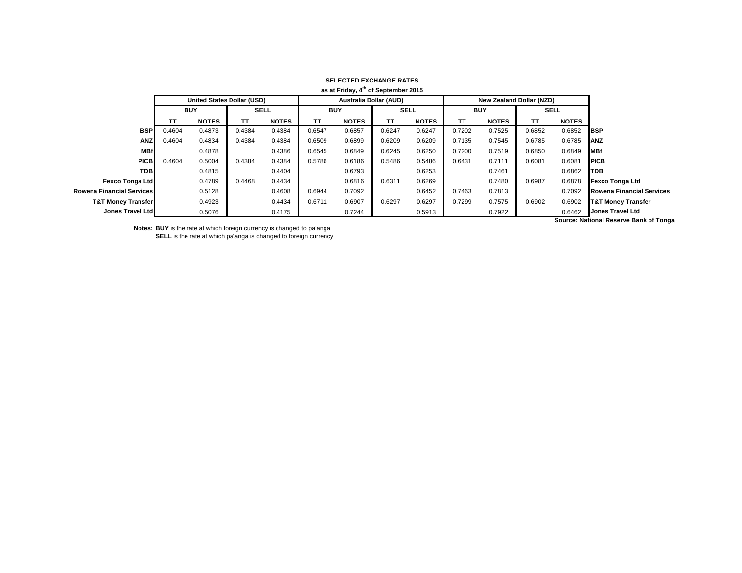**SELECTED EXCHANGE RATES**

**as at Friday, 4th of September 2015**

| | United States Dollar (USD) | | | | Australia Dollar (AUD) | | | | New Zealand Dollar (NZD) | | | | |
|---|---|---|---|---|---|---|---|---|---|---|---|---|---|
| | BUY | | SELL | | BUY | | SELL | | BUY | | SELL | | |
| | TT | NOTES | TT | NOTES | TT | NOTES | TT | NOTES | TT | NOTES | TT | NOTES | |
| **BSP** | 0.4604 | 0.4873 | 0.4384 | 0.4384 | 0.6547 | 0.6857 | 0.6247 | 0.6247 | 0.7202 | 0.7525 | 0.6852 | 0.6852 | **BSP** |
| **ANZ** | 0.4604 | 0.4834 | 0.4384 | 0.4384 | 0.6509 | 0.6899 | 0.6209 | 0.6209 | 0.7135 | 0.7545 | 0.6785 | 0.6785 | **ANZ** |
| **MBf** | | 0.4878 | | 0.4386 | 0.6545 | 0.6849 | 0.6245 | 0.6250 | 0.7200 | 0.7519 | 0.6850 | 0.6849 | **MBf** |
| **PICB** | 0.4604 | 0.5004 | 0.4384 | 0.4384 | 0.5786 | 0.6186 | 0.5486 | 0.5486 | 0.6431 | 0.7111 | 0.6081 | 0.6081 | **PICB** |
| **TDB** | | 0.4815 | | 0.4404 | | 0.6793 | | 0.6253 | | 0.7461 | | 0.6862 | **TDB** |
| **Fexco Tonga Ltd** | | 0.4789 | 0.4468 | 0.4434 | | 0.6816 | 0.6311 | 0.6269 | | 0.7480 | 0.6987 | 0.6878 | **Fexco Tonga Ltd** |
| **Rowena Financial Services** | | 0.5128 | | 0.4608 | 0.6944 | 0.7092 | | 0.6452 | 0.7463 | 0.7813 | | 0.7092 | **Rowena Financial Services** |
| **T&T Money Transfer** | | 0.4923 | | 0.4434 | 0.6711 | 0.6907 | 0.6297 | 0.6297 | 0.7299 | 0.7575 | 0.6902 | 0.6902 | **T&T Money Transfer** |
| **Jones Travel Ltd** | | 0.5076 | | 0.4175 | | 0.7244 | | 0.5913 | | 0.7922 | | 0.6462 | **Jones Travel Ltd** |

**Source: National Reserve Bank of Tonga**

**Notes: BUY** is the rate at which foreign currency is changed to pa'anga
**SELL** is the rate at which pa'anga is changed to foreign currency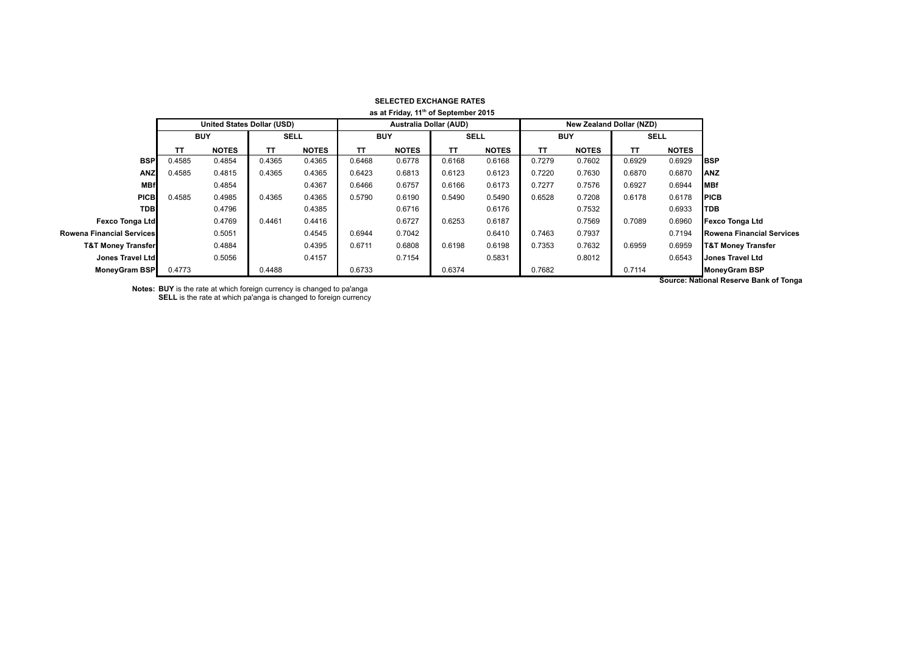**SELECTED EXCHANGE RATES**

**as at Friday, 11th of September 2015**

| | United States Dollar (USD) | | | | Australia Dollar (AUD) | | | | New Zealand Dollar (NZD) | | | | |
|---|---|---|---|---|---|---|---|---|---|---|---|---|---|
| | BUY | | SELL | | BUY | | SELL | | BUY | | SELL | | |
| | TT | NOTES | TT | NOTES | TT | NOTES | TT | NOTES | TT | NOTES | TT | NOTES | |
| **BSP** | 0.4585 | 0.4854 | 0.4365 | 0.4365 | 0.6468 | 0.6778 | 0.6168 | 0.6168 | 0.7279 | 0.7602 | 0.6929 | 0.6929 | **BSP** |
| **ANZ** | 0.4585 | 0.4815 | 0.4365 | 0.4365 | 0.6423 | 0.6813 | 0.6123 | 0.6123 | 0.7220 | 0.7630 | 0.6870 | 0.6870 | **ANZ** |
| **MBf** | | 0.4854 | | 0.4367 | 0.6466 | 0.6757 | 0.6166 | 0.6173 | 0.7277 | 0.7576 | 0.6927 | 0.6944 | **MBf** |
| **PICB** | 0.4585 | 0.4985 | 0.4365 | 0.4365 | 0.5790 | 0.6190 | 0.5490 | 0.5490 | 0.6528 | 0.7208 | 0.6178 | 0.6178 | **PICB** |
| **TDB** | | 0.4796 | | 0.4385 | | 0.6716 | | 0.6176 | | 0.7532 | | 0.6933 | **TDB** |
| **Fexco Tonga Ltd** | | 0.4769 | 0.4461 | 0.4416 | | 0.6727 | 0.6253 | 0.6187 | | 0.7569 | 0.7089 | 0.6960 | **Fexco Tonga Ltd** |
| **Rowena Financial Services** | | 0.5051 | | 0.4545 | 0.6944 | 0.7042 | | 0.6410 | 0.7463 | 0.7937 | | 0.7194 | **Rowena Financial Services** |
| **T&T Money Transfer** | | 0.4884 | | 0.4395 | 0.6711 | 0.6808 | 0.6198 | 0.6198 | 0.7353 | 0.7632 | 0.6959 | 0.6959 | **T&T Money Transfer** |
| **Jones Travel Ltd** | | 0.5056 | | 0.4157 | | 0.7154 | | 0.5831 | | 0.8012 | | 0.6543 | **Jones Travel Ltd** |
| **MoneyGram BSP** | 0.4773 | | 0.4488 | | 0.6733 | | 0.6374 | | 0.7682 | | 0.7114 | | **MoneyGram BSP** |

**Source: National Reserve Bank of Tonga**

**Notes: BUY** is the rate at which foreign currency is changed to pa'anga
**SELL** is the rate at which pa'anga is changed to foreign currency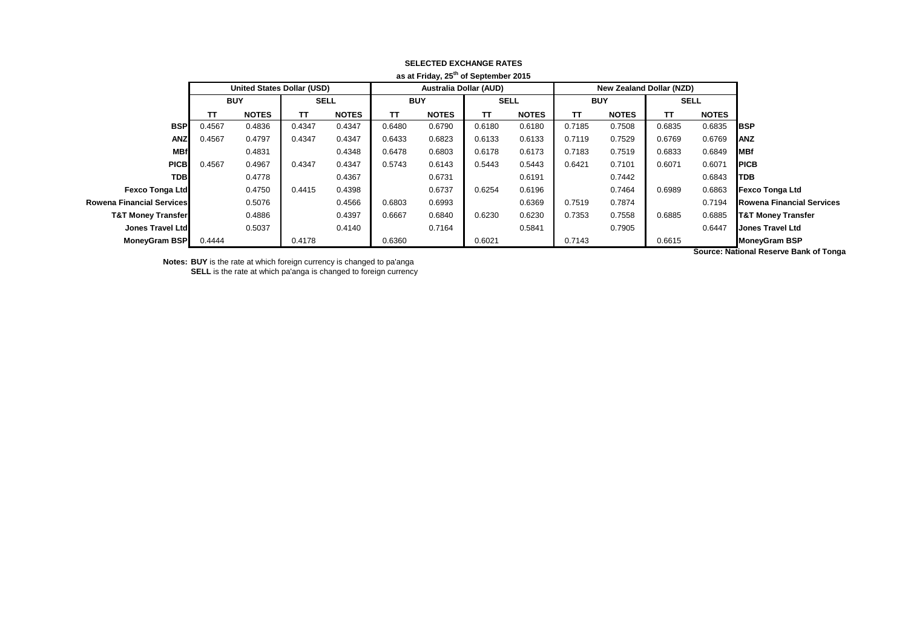**SELECTED EXCHANGE RATES**

**as at Friday, 25th of September 2015**

| | United States Dollar (USD) | | | | Australia Dollar (AUD) | | | | New Zealand Dollar (NZD) | | | | |
|---|---|---|---|---|---|---|---|---|---|---|---|---|---|
| | BUY | | SELL | | BUY | | SELL | | BUY | | SELL | | |
| | TT | NOTES | TT | NOTES | TT | NOTES | TT | NOTES | TT | NOTES | TT | NOTES | |
| **BSP** | 0.4567 | 0.4836 | 0.4347 | 0.4347 | 0.6480 | 0.6790 | 0.6180 | 0.6180 | 0.7185 | 0.7508 | 0.6835 | 0.6835 | **BSP** |
| **ANZ** | 0.4567 | 0.4797 | 0.4347 | 0.4347 | 0.6433 | 0.6823 | 0.6133 | 0.6133 | 0.7119 | 0.7529 | 0.6769 | 0.6769 | **ANZ** |
| **MBf** | | 0.4831 | | 0.4348 | 0.6478 | 0.6803 | 0.6178 | 0.6173 | 0.7183 | 0.7519 | 0.6833 | 0.6849 | **MBf** |
| **PICB** | 0.4567 | 0.4967 | 0.4347 | 0.4347 | 0.5743 | 0.6143 | 0.5443 | 0.5443 | 0.6421 | 0.7101 | 0.6071 | 0.6071 | **PICB** |
| **TDB** | | 0.4778 | | 0.4367 | | 0.6731 | | 0.6191 | | 0.7442 | | 0.6843 | **TDB** |
| **Fexco Tonga Ltd** | | 0.4750 | 0.4415 | 0.4398 | | 0.6737 | 0.6254 | 0.6196 | | 0.7464 | 0.6989 | 0.6863 | **Fexco Tonga Ltd** |
| **Rowena Financial Services** | | 0.5076 | | 0.4566 | 0.6803 | 0.6993 | | 0.6369 | 0.7519 | 0.7874 | | 0.7194 | **Rowena Financial Services** |
| **T&T Money Transfer** | | 0.4886 | | 0.4397 | 0.6667 | 0.6840 | 0.6230 | 0.6230 | 0.7353 | 0.7558 | 0.6885 | 0.6885 | **T&T Money Transfer** |
| **Jones Travel Ltd** | | 0.5037 | | 0.4140 | | 0.7164 | | 0.5841 | | 0.7905 | | 0.6447 | **Jones Travel Ltd** |
| **MoneyGram BSP** | 0.4444 | | 0.4178 | | 0.6360 | | 0.6021 | | 0.7143 | | 0.6615 | | **MoneyGram BSP** |

**Source: National Reserve Bank of Tonga**

**Notes:** **BUY** is the rate at which foreign currency is changed to pa'anga
**SELL** is the rate at which pa'anga is changed to foreign currency